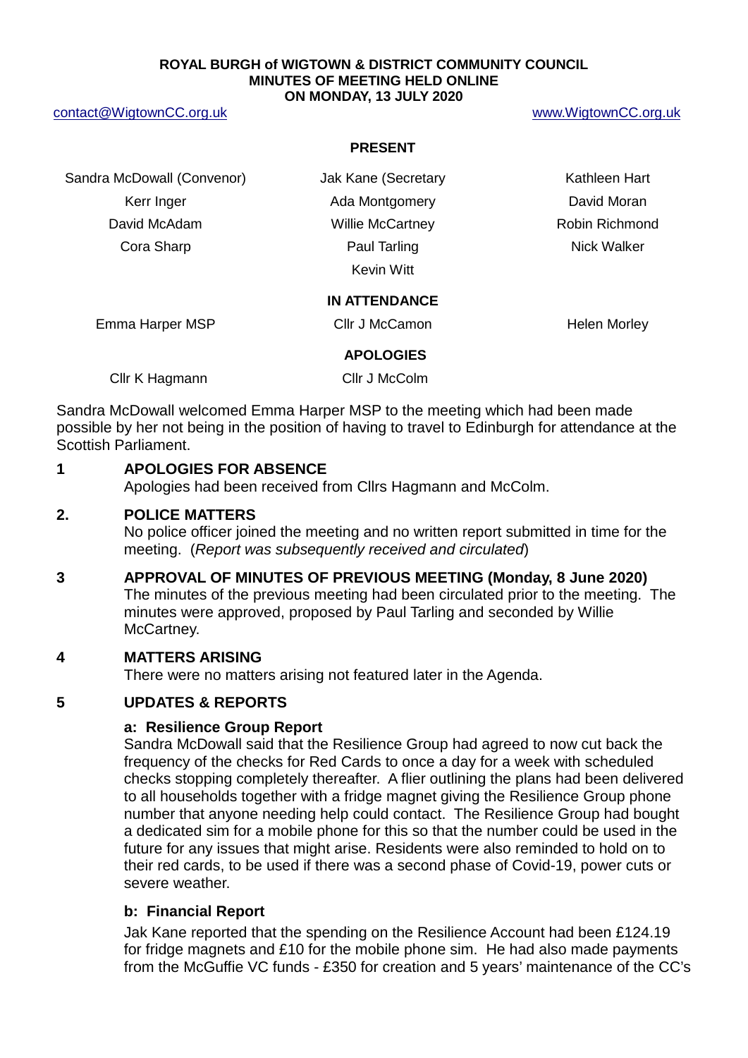**ROYAL BURGH of WIGTOWN & DISTRICT COMMUNITY COUNCIL**
**MINUTES OF MEETING HELD ONLINE**
**ON MONDAY, 13 JULY 2020**

contact@WigtownCC.org.uk www.WigtownCC.org.uk

**PRESENT**

| | | |
|---|---|---|
| Sandra McDowall (Convenor) | Jak Kane (Secretary | Kathleen Hart |
| Kerr Inger | Ada Montgomery | David Moran |
| David McAdam | Willie McCartney | Robin Richmond |
| Cora Sharp | Paul Tarling | Nick Walker |
| | Kevin Witt | |

**IN ATTENDANCE**

| | | |
|---|---|---|
| Emma Harper MSP | Cllr J McCamon | Helen Morley |

**APOLOGIES**

| | |
|---|---|
| Cllr K Hagmann | Cllr J McColm |

Sandra McDowall welcomed Emma Harper MSP to the meeting which had been made possible by her not being in the position of having to travel to Edinburgh for attendance at the Scottish Parliament.

## 1 APOLOGIES FOR ABSENCE

Apologies had been received from Cllrs Hagmann and McColm.

## 2. POLICE MATTERS

No police officer joined the meeting and no written report submitted in time for the meeting. (*Report was subsequently received and circulated*)

## 3 APPROVAL OF MINUTES OF PREVIOUS MEETING (Monday, 8 June 2020)

The minutes of the previous meeting had been circulated prior to the meeting. The minutes were approved, proposed by Paul Tarling and seconded by Willie McCartney.

## 4 MATTERS ARISING

There were no matters arising not featured later in the Agenda.

## 5 UPDATES & REPORTS

### a: Resilience Group Report

Sandra McDowall said that the Resilience Group had agreed to now cut back the frequency of the checks for Red Cards to once a day for a week with scheduled checks stopping completely thereafter. A flier outlining the plans had been delivered to all households together with a fridge magnet giving the Resilience Group phone number that anyone needing help could contact. The Resilience Group had bought a dedicated sim for a mobile phone for this so that the number could be used in the future for any issues that might arise. Residents were also reminded to hold on to their red cards, to be used if there was a second phase of Covid-19, power cuts or severe weather.

### b: Financial Report

Jak Kane reported that the spending on the Resilience Account had been £124.19 for fridge magnets and £10 for the mobile phone sim. He had also made payments from the McGuffie VC funds - £350 for creation and 5 years' maintenance of the CC's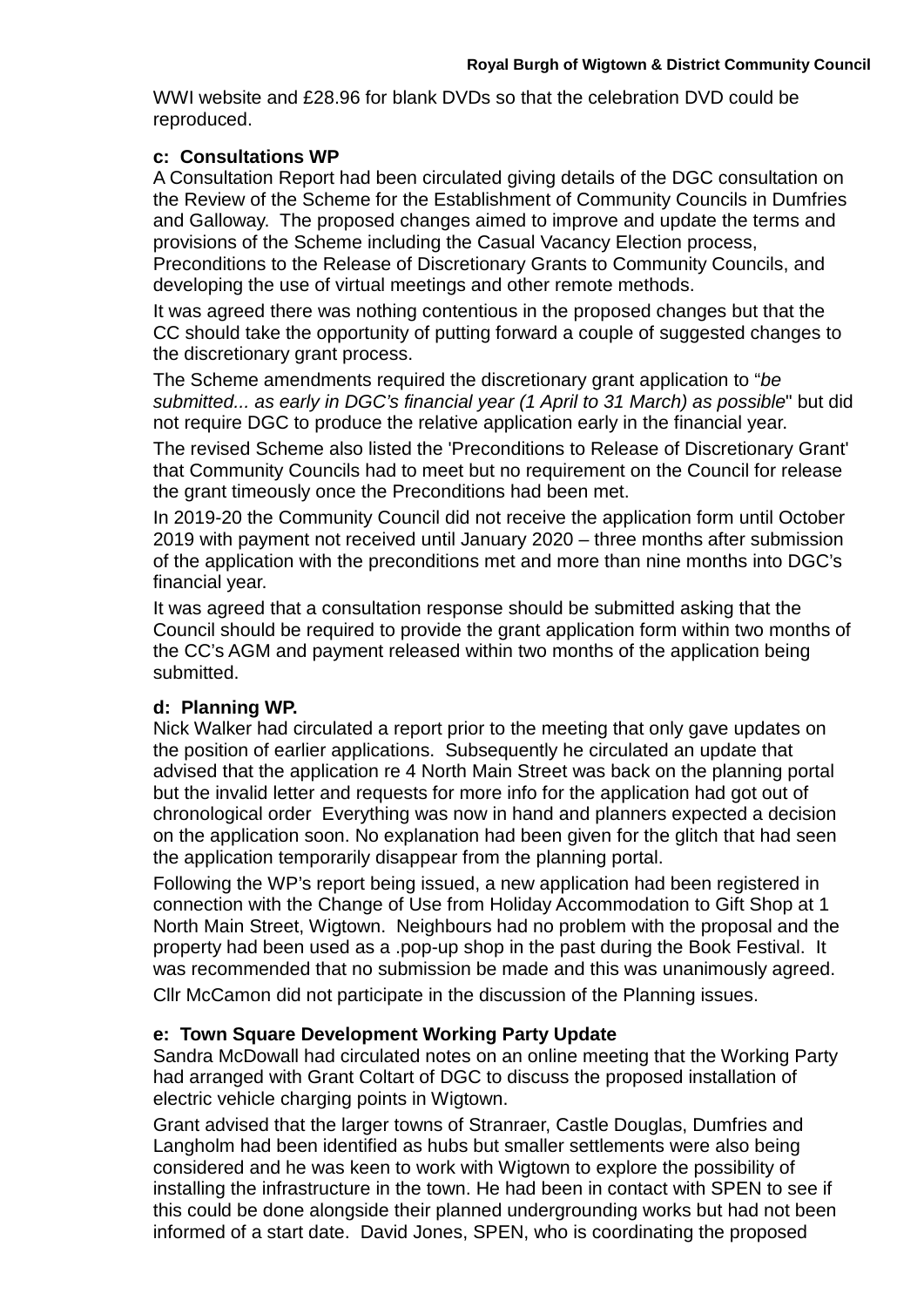WWI website and £28.96 for blank DVDs so that the celebration DVD could be reproduced.

**c: Consultations WP**
A Consultation Report had been circulated giving details of the DGC consultation on the Review of the Scheme for the Establishment of Community Councils in Dumfries and Galloway. The proposed changes aimed to improve and update the terms and provisions of the Scheme including the Casual Vacancy Election process, Preconditions to the Release of Discretionary Grants to Community Councils, and developing the use of virtual meetings and other remote methods.

It was agreed there was nothing contentious in the proposed changes but that the CC should take the opportunity of putting forward a couple of suggested changes to the discretionary grant process.

The Scheme amendments required the discretionary grant application to "*be submitted... as early in DGC's financial year (1 April to 31 March) as possible*" but did not require DGC to produce the relative application early in the financial year.

The revised Scheme also listed the 'Preconditions to Release of Discretionary Grant' that Community Councils had to meet but no requirement on the Council for release the grant timeously once the Preconditions had been met.

In 2019-20 the Community Council did not receive the application form until October 2019 with payment not received until January 2020 – three months after submission of the application with the preconditions met and more than nine months into DGC's financial year.

It was agreed that a consultation response should be submitted asking that the Council should be required to provide the grant application form within two months of the CC's AGM and payment released within two months of the application being submitted.

**d: Planning WP.**
Nick Walker had circulated a report prior to the meeting that only gave updates on the position of earlier applications. Subsequently he circulated an update that advised that the application re 4 North Main Street was back on the planning portal but the invalid letter and requests for more info for the application had got out of chronological order Everything was now in hand and planners expected a decision on the application soon. No explanation had been given for the glitch that had seen the application temporarily disappear from the planning portal.

Following the WP's report being issued, a new application had been registered in connection with the Change of Use from Holiday Accommodation to Gift Shop at 1 North Main Street, Wigtown. Neighbours had no problem with the proposal and the property had been used as a .pop-up shop in the past during the Book Festival. It was recommended that no submission be made and this was unanimously agreed.

Cllr McCamon did not participate in the discussion of the Planning issues.

**e: Town Square Development Working Party Update**
Sandra McDowall had circulated notes on an online meeting that the Working Party had arranged with Grant Coltart of DGC to discuss the proposed installation of electric vehicle charging points in Wigtown.

Grant advised that the larger towns of Stranraer, Castle Douglas, Dumfries and Langholm had been identified as hubs but smaller settlements were also being considered and he was keen to work with Wigtown to explore the possibility of installing the infrastructure in the town. He had been in contact with SPEN to see if this could be done alongside their planned undergrounding works but had not been informed of a start date. David Jones, SPEN, who is coordinating the proposed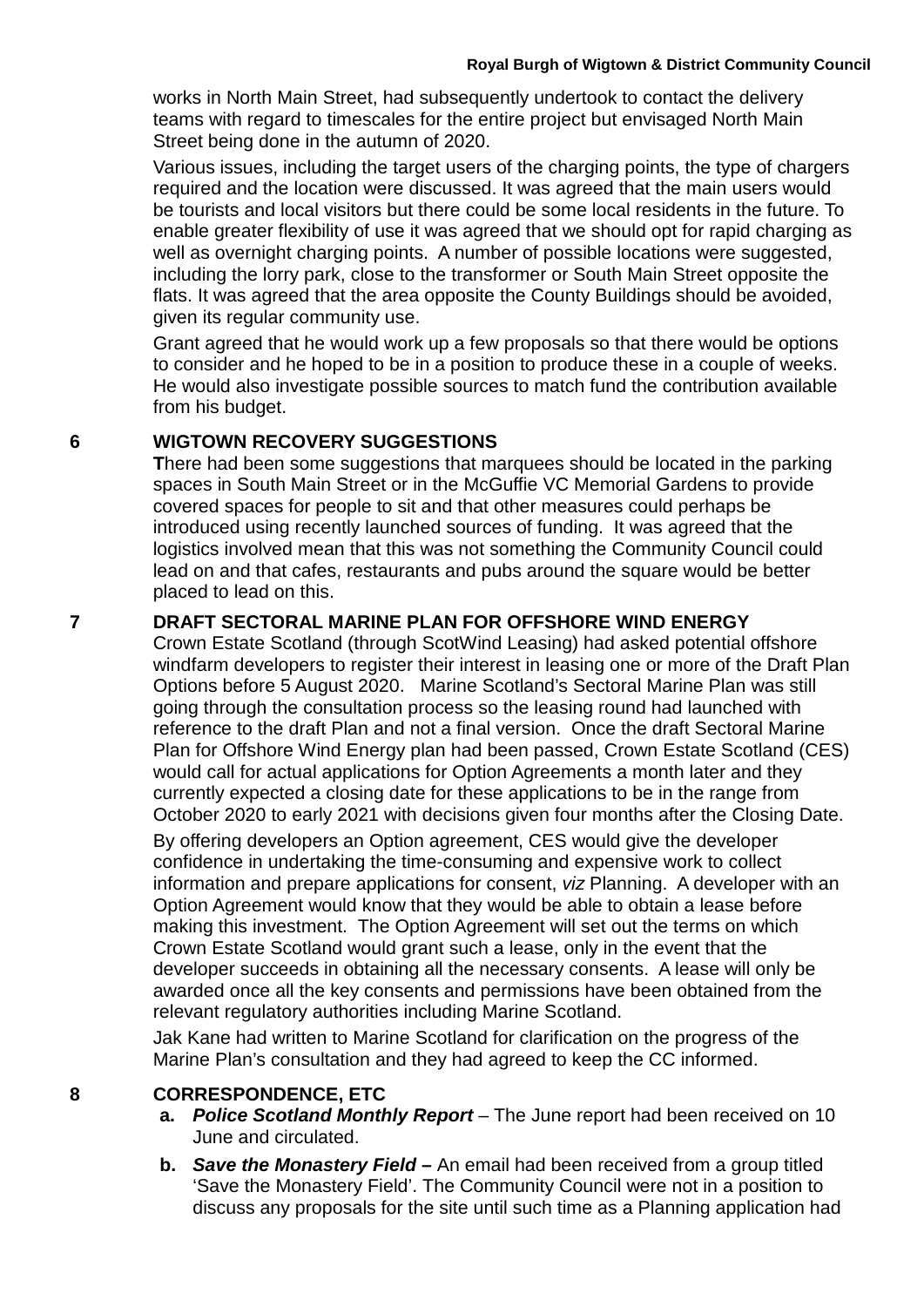works in North Main Street, had subsequently undertook to contact the delivery teams with regard to timescales for the entire project but envisaged North Main Street being done in the autumn of 2020.

Various issues, including the target users of the charging points, the type of chargers required and the location were discussed. It was agreed that the main users would be tourists and local visitors but there could be some local residents in the future. To enable greater flexibility of use it was agreed that we should opt for rapid charging as well as overnight charging points. A number of possible locations were suggested, including the lorry park, close to the transformer or South Main Street opposite the flats. It was agreed that the area opposite the County Buildings should be avoided, given its regular community use.

Grant agreed that he would work up a few proposals so that there would be options to consider and he hoped to be in a position to produce these in a couple of weeks. He would also investigate possible sources to match fund the contribution available from his budget.

## 6 WIGTOWN RECOVERY SUGGESTIONS

**T**here had been some suggestions that marquees should be located in the parking spaces in South Main Street or in the McGuffie VC Memorial Gardens to provide covered spaces for people to sit and that other measures could perhaps be introduced using recently launched sources of funding. It was agreed that the logistics involved mean that this was not something the Community Council could lead on and that cafes, restaurants and pubs around the square would be better placed to lead on this.

## 7 DRAFT SECTORAL MARINE PLAN FOR OFFSHORE WIND ENERGY

Crown Estate Scotland (through ScotWind Leasing) had asked potential offshore windfarm developers to register their interest in leasing one or more of the Draft Plan Options before 5 August 2020. Marine Scotland's Sectoral Marine Plan was still going through the consultation process so the leasing round had launched with reference to the draft Plan and not a final version. Once the draft Sectoral Marine Plan for Offshore Wind Energy plan had been passed, Crown Estate Scotland (CES) would call for actual applications for Option Agreements a month later and they currently expected a closing date for these applications to be in the range from October 2020 to early 2021 with decisions given four months after the Closing Date.

By offering developers an Option agreement, CES would give the developer confidence in undertaking the time-consuming and expensive work to collect information and prepare applications for consent, *viz* Planning. A developer with an Option Agreement would know that they would be able to obtain a lease before making this investment. The Option Agreement will set out the terms on which Crown Estate Scotland would grant such a lease, only in the event that the developer succeeds in obtaining all the necessary consents. A lease will only be awarded once all the key consents and permissions have been obtained from the relevant regulatory authorities including Marine Scotland.

Jak Kane had written to Marine Scotland for clarification on the progress of the Marine Plan's consultation and they had agreed to keep the CC informed.

## 8 CORRESPONDENCE, ETC

- **a.** ***Police Scotland Monthly Report*** – The June report had been received on 10 June and circulated.
- **b.** ***Save the Monastery Field –*** An email had been received from a group titled 'Save the Monastery Field'. The Community Council were not in a position to discuss any proposals for the site until such time as a Planning application had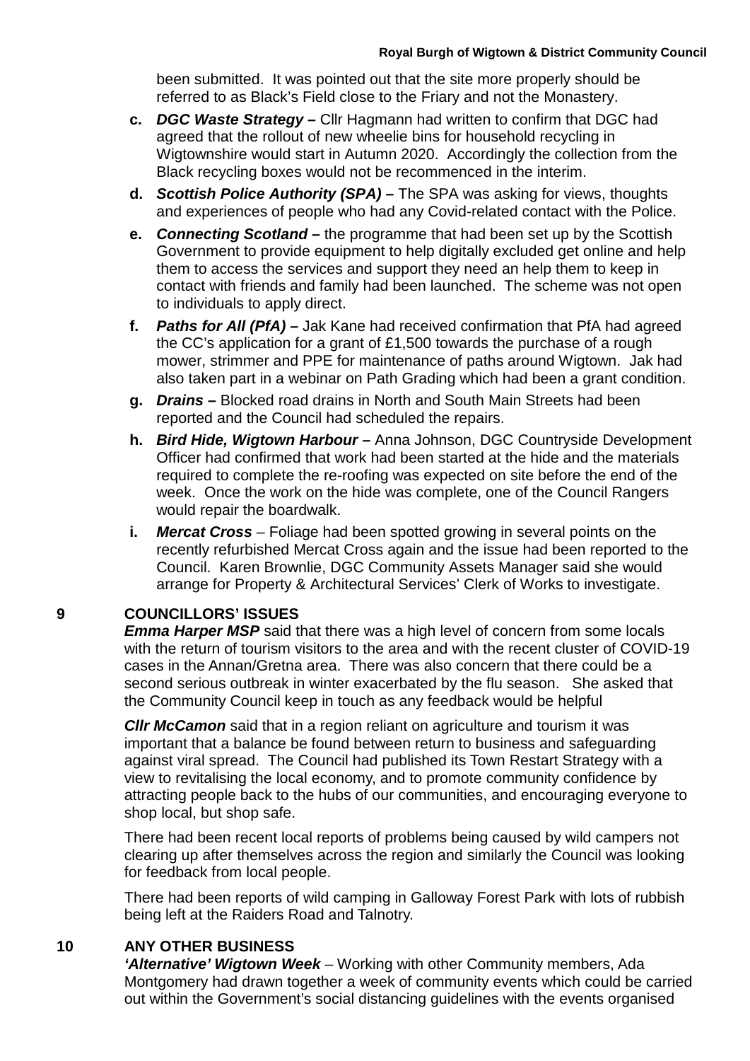been submitted. It was pointed out that the site more properly should be referred to as Black's Field close to the Friary and not the Monastery.

- **c.** ***DGC Waste Strategy –*** Cllr Hagmann had written to confirm that DGC had agreed that the rollout of new wheelie bins for household recycling in Wigtownshire would start in Autumn 2020. Accordingly the collection from the Black recycling boxes would not be recommenced in the interim.
- **d.** ***Scottish Police Authority (SPA) –*** The SPA was asking for views, thoughts and experiences of people who had any Covid-related contact with the Police.
- **e.** ***Connecting Scotland –*** the programme that had been set up by the Scottish Government to provide equipment to help digitally excluded get online and help them to access the services and support they need an help them to keep in contact with friends and family had been launched. The scheme was not open to individuals to apply direct.
- **f.** ***Paths for All (PfA) –*** Jak Kane had received confirmation that PfA had agreed the CC's application for a grant of £1,500 towards the purchase of a rough mower, strimmer and PPE for maintenance of paths around Wigtown. Jak had also taken part in a webinar on Path Grading which had been a grant condition.
- **g.** ***Drains –*** Blocked road drains in North and South Main Streets had been reported and the Council had scheduled the repairs.
- **h.** ***Bird Hide, Wigtown Harbour –*** Anna Johnson, DGC Countryside Development Officer had confirmed that work had been started at the hide and the materials required to complete the re-roofing was expected on site before the end of the week. Once the work on the hide was complete, one of the Council Rangers would repair the boardwalk.
- **i.** ***Mercat Cross*** – Foliage had been spotted growing in several points on the recently refurbished Mercat Cross again and the issue had been reported to the Council. Karen Brownlie, DGC Community Assets Manager said she would arrange for Property & Architectural Services' Clerk of Works to investigate.

## 9 COUNCILLORS' ISSUES

***Emma Harper MSP*** said that there was a high level of concern from some locals with the return of tourism visitors to the area and with the recent cluster of COVID-19 cases in the Annan/Gretna area. There was also concern that there could be a second serious outbreak in winter exacerbated by the flu season. She asked that the Community Council keep in touch as any feedback would be helpful

***Cllr McCamon*** said that in a region reliant on agriculture and tourism it was important that a balance be found between return to business and safeguarding against viral spread. The Council had published its Town Restart Strategy with a view to revitalising the local economy, and to promote community confidence by attracting people back to the hubs of our communities, and encouraging everyone to shop local, but shop safe.

There had been recent local reports of problems being caused by wild campers not clearing up after themselves across the region and similarly the Council was looking for feedback from local people.

There had been reports of wild camping in Galloway Forest Park with lots of rubbish being left at the Raiders Road and Talnotry.

## 10 ANY OTHER BUSINESS

***'Alternative' Wigtown Week*** – Working with other Community members, Ada Montgomery had drawn together a week of community events which could be carried out within the Government's social distancing guidelines with the events organised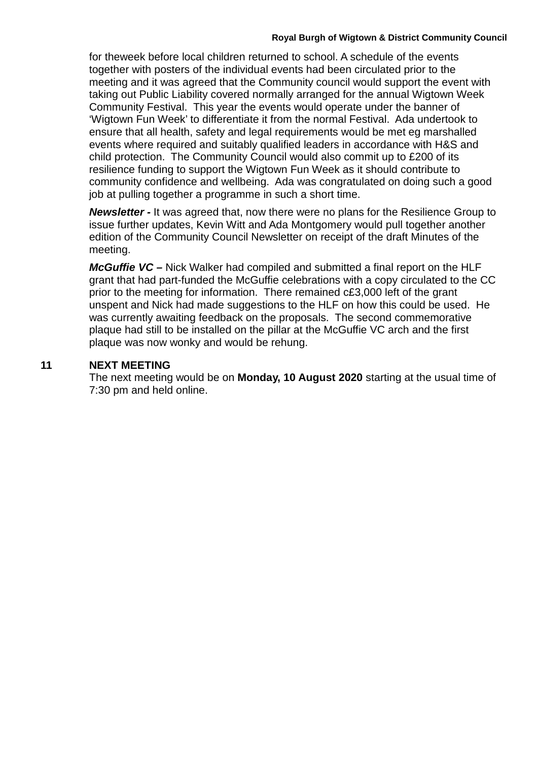for theweek before local children returned to school. A schedule of the events together with posters of the individual events had been circulated prior to the meeting and it was agreed that the Community council would support the event with taking out Public Liability covered normally arranged for the annual Wigtown Week Community Festival. This year the events would operate under the banner of 'Wigtown Fun Week' to differentiate it from the normal Festival. Ada undertook to ensure that all health, safety and legal requirements would be met eg marshalled events where required and suitably qualified leaders in accordance with H&S and child protection. The Community Council would also commit up to £200 of its resilience funding to support the Wigtown Fun Week as it should contribute to community confidence and wellbeing. Ada was congratulated on doing such a good job at pulling together a programme in such a short time.

***Newsletter -*** It was agreed that, now there were no plans for the Resilience Group to issue further updates, Kevin Witt and Ada Montgomery would pull together another edition of the Community Council Newsletter on receipt of the draft Minutes of the meeting.

***McGuffie VC –*** Nick Walker had compiled and submitted a final report on the HLF grant that had part-funded the McGuffie celebrations with a copy circulated to the CC prior to the meeting for information. There remained c£3,000 left of the grant unspent and Nick had made suggestions to the HLF on how this could be used. He was currently awaiting feedback on the proposals. The second commemorative plaque had still to be installed on the pillar at the McGuffie VC arch and the first plaque was now wonky and would be rehung.

## 11 NEXT MEETING

The next meeting would be on **Monday, 10 August 2020** starting at the usual time of 7:30 pm and held online.